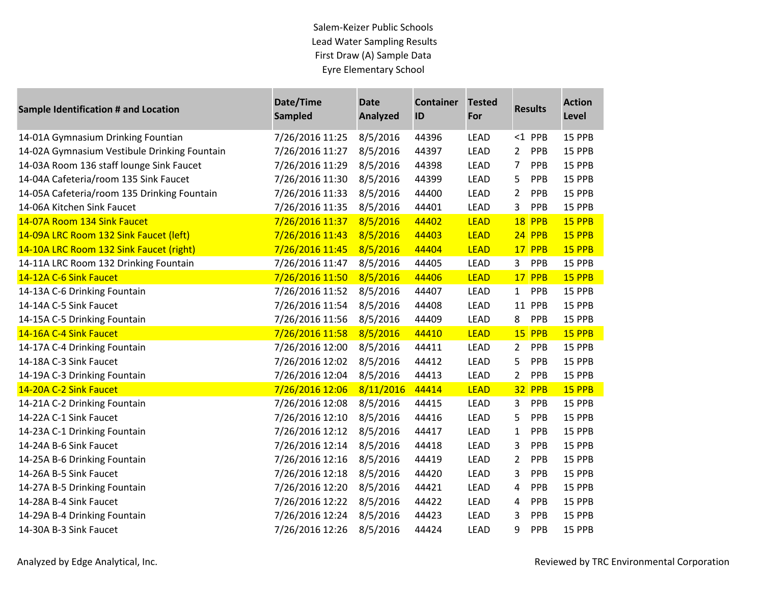Salem-Keizer Public Schools
Lead Water Sampling Results
First Draw (A) Sample Data
Eyre Elementary School

| Sample Identification # and Location | Date/Time Sampled | Date Analyzed | Container ID | Tested For | Results | Action Level |
|---|---|---|---|---|---|---|
| 14-01A Gymnasium Drinking Fountian | 7/26/2016 11:25 | 8/5/2016 | 44396 | LEAD | <1 PPB | 15 PPB |
| 14-02A Gymnasium Vestibule Drinking Fountain | 7/26/2016 11:27 | 8/5/2016 | 44397 | LEAD | 2 PPB | 15 PPB |
| 14-03A Room 136 staff lounge Sink Faucet | 7/26/2016 11:29 | 8/5/2016 | 44398 | LEAD | 7 PPB | 15 PPB |
| 14-04A Cafeteria/room 135 Sink Faucet | 7/26/2016 11:30 | 8/5/2016 | 44399 | LEAD | 5 PPB | 15 PPB |
| 14-05A Cafeteria/room 135 Drinking Fountain | 7/26/2016 11:33 | 8/5/2016 | 44400 | LEAD | 2 PPB | 15 PPB |
| 14-06A Kitchen Sink Faucet | 7/26/2016 11:35 | 8/5/2016 | 44401 | LEAD | 3 PPB | 15 PPB |
| 14-07A Room 134 Sink Faucet | 7/26/2016 11:37 | 8/5/2016 | 44402 | LEAD | 18 PPB | 15 PPB |
| 14-09A LRC Room 132 Sink Faucet (left) | 7/26/2016 11:43 | 8/5/2016 | 44403 | LEAD | 24 PPB | 15 PPB |
| 14-10A LRC Room 132 Sink Faucet (right) | 7/26/2016 11:45 | 8/5/2016 | 44404 | LEAD | 17 PPB | 15 PPB |
| 14-11A LRC Room 132 Drinking Fountain | 7/26/2016 11:47 | 8/5/2016 | 44405 | LEAD | 3 PPB | 15 PPB |
| 14-12A C-6 Sink Faucet | 7/26/2016 11:50 | 8/5/2016 | 44406 | LEAD | 17 PPB | 15 PPB |
| 14-13A C-6 Drinking Fountain | 7/26/2016 11:52 | 8/5/2016 | 44407 | LEAD | 1 PPB | 15 PPB |
| 14-14A C-5 Sink Faucet | 7/26/2016 11:54 | 8/5/2016 | 44408 | LEAD | 11 PPB | 15 PPB |
| 14-15A C-5 Drinking Fountain | 7/26/2016 11:56 | 8/5/2016 | 44409 | LEAD | 8 PPB | 15 PPB |
| 14-16A C-4 Sink Faucet | 7/26/2016 11:58 | 8/5/2016 | 44410 | LEAD | 15 PPB | 15 PPB |
| 14-17A C-4 Drinking Fountain | 7/26/2016 12:00 | 8/5/2016 | 44411 | LEAD | 2 PPB | 15 PPB |
| 14-18A C-3 Sink Faucet | 7/26/2016 12:02 | 8/5/2016 | 44412 | LEAD | 5 PPB | 15 PPB |
| 14-19A C-3 Drinking Fountain | 7/26/2016 12:04 | 8/5/2016 | 44413 | LEAD | 2 PPB | 15 PPB |
| 14-20A C-2 Sink Faucet | 7/26/2016 12:06 | 8/11/2016 | 44414 | LEAD | 32 PPB | 15 PPB |
| 14-21A C-2 Drinking Fountain | 7/26/2016 12:08 | 8/5/2016 | 44415 | LEAD | 3 PPB | 15 PPB |
| 14-22A C-1 Sink Faucet | 7/26/2016 12:10 | 8/5/2016 | 44416 | LEAD | 5 PPB | 15 PPB |
| 14-23A C-1 Drinking Fountain | 7/26/2016 12:12 | 8/5/2016 | 44417 | LEAD | 1 PPB | 15 PPB |
| 14-24A B-6 Sink Faucet | 7/26/2016 12:14 | 8/5/2016 | 44418 | LEAD | 3 PPB | 15 PPB |
| 14-25A B-6 Drinking Fountain | 7/26/2016 12:16 | 8/5/2016 | 44419 | LEAD | 2 PPB | 15 PPB |
| 14-26A B-5 Sink Faucet | 7/26/2016 12:18 | 8/5/2016 | 44420 | LEAD | 3 PPB | 15 PPB |
| 14-27A B-5 Drinking Fountain | 7/26/2016 12:20 | 8/5/2016 | 44421 | LEAD | 4 PPB | 15 PPB |
| 14-28A B-4 Sink Faucet | 7/26/2016 12:22 | 8/5/2016 | 44422 | LEAD | 4 PPB | 15 PPB |
| 14-29A B-4 Drinking Fountain | 7/26/2016 12:24 | 8/5/2016 | 44423 | LEAD | 3 PPB | 15 PPB |
| 14-30A B-3 Sink Faucet | 7/26/2016 12:26 | 8/5/2016 | 44424 | LEAD | 9 PPB | 15 PPB |

Analyzed by Edge Analytical, Inc.

Reviewed by TRC Environmental Corporation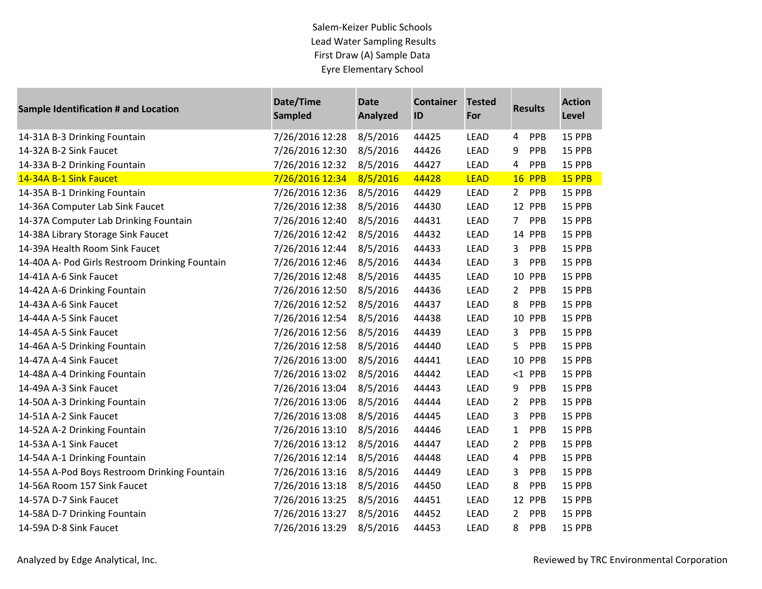Salem-Keizer Public Schools
Lead Water Sampling Results
First Draw (A) Sample Data
Eyre Elementary School

| Sample Identification # and Location | Date/Time Sampled | Date Analyzed | Container ID | Tested For | Results | Action Level |
|---|---|---|---|---|---|---|
| 14-31A B-3 Drinking Fountain | 7/26/2016 12:28 | 8/5/2016 | 44425 | LEAD | 4 PPB | 15 PPB |
| 14-32A B-2 Sink Faucet | 7/26/2016 12:30 | 8/5/2016 | 44426 | LEAD | 9 PPB | 15 PPB |
| 14-33A B-2 Drinking Fountain | 7/26/2016 12:32 | 8/5/2016 | 44427 | LEAD | 4 PPB | 15 PPB |
| 14-34A B-1 Sink Faucet | 7/26/2016 12:34 | 8/5/2016 | 44428 | LEAD | 16 PPB | 15 PPB |
| 14-35A B-1 Drinking Fountain | 7/26/2016 12:36 | 8/5/2016 | 44429 | LEAD | 2 PPB | 15 PPB |
| 14-36A Computer Lab Sink Faucet | 7/26/2016 12:38 | 8/5/2016 | 44430 | LEAD | 12 PPB | 15 PPB |
| 14-37A Computer Lab Drinking Fountain | 7/26/2016 12:40 | 8/5/2016 | 44431 | LEAD | 7 PPB | 15 PPB |
| 14-38A Library Storage Sink Faucet | 7/26/2016 12:42 | 8/5/2016 | 44432 | LEAD | 14 PPB | 15 PPB |
| 14-39A Health Room Sink Faucet | 7/26/2016 12:44 | 8/5/2016 | 44433 | LEAD | 3 PPB | 15 PPB |
| 14-40A A- Pod Girls Restroom Drinking Fountain | 7/26/2016 12:46 | 8/5/2016 | 44434 | LEAD | 3 PPB | 15 PPB |
| 14-41A A-6 Sink Faucet | 7/26/2016 12:48 | 8/5/2016 | 44435 | LEAD | 10 PPB | 15 PPB |
| 14-42A A-6 Drinking Fountain | 7/26/2016 12:50 | 8/5/2016 | 44436 | LEAD | 2 PPB | 15 PPB |
| 14-43A A-6 Sink Faucet | 7/26/2016 12:52 | 8/5/2016 | 44437 | LEAD | 8 PPB | 15 PPB |
| 14-44A A-5 Sink Faucet | 7/26/2016 12:54 | 8/5/2016 | 44438 | LEAD | 10 PPB | 15 PPB |
| 14-45A A-5 Sink Faucet | 7/26/2016 12:56 | 8/5/2016 | 44439 | LEAD | 3 PPB | 15 PPB |
| 14-46A A-5 Drinking Fountain | 7/26/2016 12:58 | 8/5/2016 | 44440 | LEAD | 5 PPB | 15 PPB |
| 14-47A A-4 Sink Faucet | 7/26/2016 13:00 | 8/5/2016 | 44441 | LEAD | 10 PPB | 15 PPB |
| 14-48A A-4 Drinking Fountain | 7/26/2016 13:02 | 8/5/2016 | 44442 | LEAD | <1 PPB | 15 PPB |
| 14-49A A-3 Sink Faucet | 7/26/2016 13:04 | 8/5/2016 | 44443 | LEAD | 9 PPB | 15 PPB |
| 14-50A A-3 Drinking Fountain | 7/26/2016 13:06 | 8/5/2016 | 44444 | LEAD | 2 PPB | 15 PPB |
| 14-51A A-2 Sink Faucet | 7/26/2016 13:08 | 8/5/2016 | 44445 | LEAD | 3 PPB | 15 PPB |
| 14-52A A-2 Drinking Fountain | 7/26/2016 13:10 | 8/5/2016 | 44446 | LEAD | 1 PPB | 15 PPB |
| 14-53A A-1 Sink Faucet | 7/26/2016 13:12 | 8/5/2016 | 44447 | LEAD | 2 PPB | 15 PPB |
| 14-54A A-1 Drinking Fountain | 7/26/2016 12:14 | 8/5/2016 | 44448 | LEAD | 4 PPB | 15 PPB |
| 14-55A A-Pod Boys Restroom Drinking Fountain | 7/26/2016 13:16 | 8/5/2016 | 44449 | LEAD | 3 PPB | 15 PPB |
| 14-56A Room 157 Sink Faucet | 7/26/2016 13:18 | 8/5/2016 | 44450 | LEAD | 8 PPB | 15 PPB |
| 14-57A D-7 Sink Faucet | 7/26/2016 13:25 | 8/5/2016 | 44451 | LEAD | 12 PPB | 15 PPB |
| 14-58A D-7 Drinking Fountain | 7/26/2016 13:27 | 8/5/2016 | 44452 | LEAD | 2 PPB | 15 PPB |
| 14-59A D-8 Sink Faucet | 7/26/2016 13:29 | 8/5/2016 | 44453 | LEAD | 8 PPB | 15 PPB |

Analyzed by Edge Analytical, Inc.

Reviewed by TRC Environmental Corporation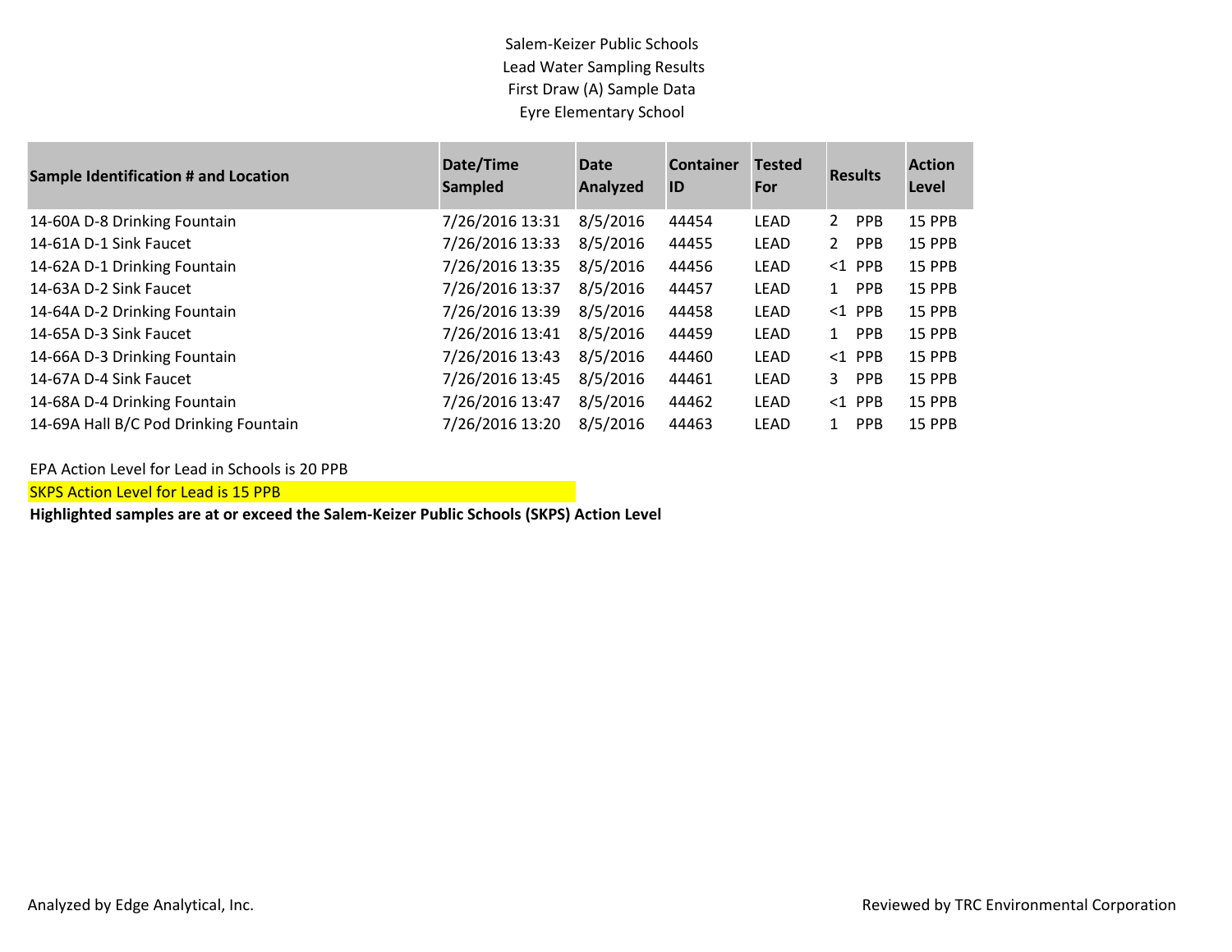Salem-Keizer Public Schools
Lead Water Sampling Results
First Draw (A) Sample Data
Eyre Elementary School

| Sample Identification # and Location | Date/Time Sampled | Date Analyzed | Container ID | Tested For | Results | Action Level |
|---|---|---|---|---|---|---|
| 14-60A D-8 Drinking Fountain | 7/26/2016 13:31 | 8/5/2016 | 44454 | LEAD | 2 PPB | 15 PPB |
| 14-61A D-1 Sink Faucet | 7/26/2016 13:33 | 8/5/2016 | 44455 | LEAD | 2 PPB | 15 PPB |
| 14-62A D-1 Drinking Fountain | 7/26/2016 13:35 | 8/5/2016 | 44456 | LEAD | <1 PPB | 15 PPB |
| 14-63A D-2 Sink Faucet | 7/26/2016 13:37 | 8/5/2016 | 44457 | LEAD | 1 PPB | 15 PPB |
| 14-64A D-2 Drinking Fountain | 7/26/2016 13:39 | 8/5/2016 | 44458 | LEAD | <1 PPB | 15 PPB |
| 14-65A D-3 Sink Faucet | 7/26/2016 13:41 | 8/5/2016 | 44459 | LEAD | 1 PPB | 15 PPB |
| 14-66A D-3 Drinking Fountain | 7/26/2016 13:43 | 8/5/2016 | 44460 | LEAD | <1 PPB | 15 PPB |
| 14-67A D-4 Sink Faucet | 7/26/2016 13:45 | 8/5/2016 | 44461 | LEAD | 3 PPB | 15 PPB |
| 14-68A D-4 Drinking Fountain | 7/26/2016 13:47 | 8/5/2016 | 44462 | LEAD | <1 PPB | 15 PPB |
| 14-69A Hall B/C Pod Drinking Fountain | 7/26/2016 13:20 | 8/5/2016 | 44463 | LEAD | 1 PPB | 15 PPB |

EPA Action Level for Lead in Schools is 20 PPB

SKPS Action Level for Lead is 15 PPB

**Highlighted samples are at or exceed the Salem-Keizer Public Schools (SKPS) Action Level**

Analyzed by Edge Analytical, Inc.

Reviewed by TRC Environmental Corporation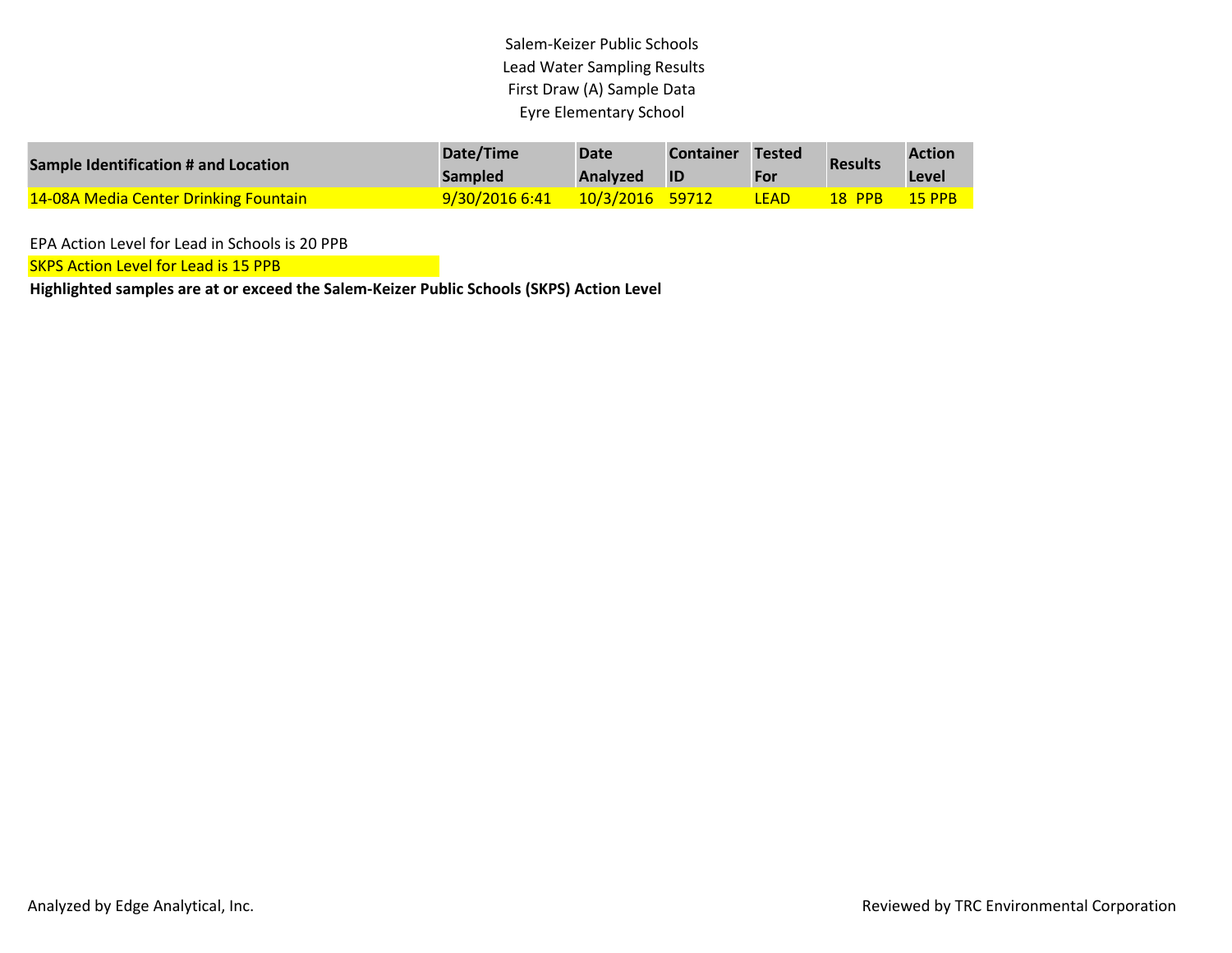Salem-Keizer Public Schools
Lead Water Sampling Results
First Draw (A) Sample Data
Eyre Elementary School

| Sample Identification # and Location | Date/Time Sampled | Date Analyzed | Container ID | Tested For | Results | Action Level |
|---|---|---|---|---|---|---|
| 14-08A Media Center Drinking Fountain | 9/30/2016 6:41 | 10/3/2016 | 59712 | LEAD | 18 PPB | 15 PPB |

EPA Action Level for Lead in Schools is 20 PPB

SKPS Action Level for Lead is 15 PPB

**Highlighted samples are at or exceed the Salem-Keizer Public Schools (SKPS) Action Level**

Analyzed by Edge Analytical, Inc.

Reviewed by TRC Environmental Corporation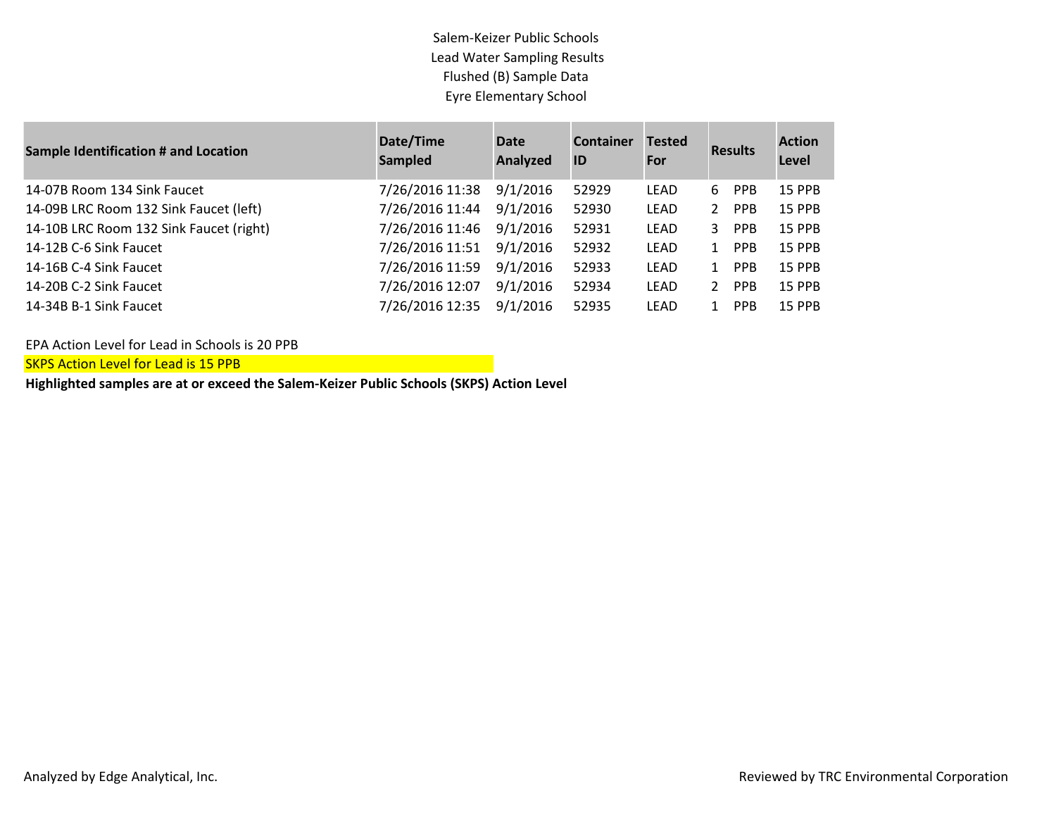Salem-Keizer Public Schools
Lead Water Sampling Results
Flushed (B) Sample Data
Eyre Elementary School

| Sample Identification # and Location | Date/Time Sampled | Date Analyzed | Container ID | Tested For | Results | Action Level |
|---|---|---|---|---|---|---|
| 14-07B Room 134 Sink Faucet | 7/26/2016 11:38 | 9/1/2016 | 52929 | LEAD | 6 PPB | 15 PPB |
| 14-09B LRC Room 132 Sink Faucet (left) | 7/26/2016 11:44 | 9/1/2016 | 52930 | LEAD | 2 PPB | 15 PPB |
| 14-10B LRC Room 132 Sink Faucet (right) | 7/26/2016 11:46 | 9/1/2016 | 52931 | LEAD | 3 PPB | 15 PPB |
| 14-12B C-6 Sink Faucet | 7/26/2016 11:51 | 9/1/2016 | 52932 | LEAD | 1 PPB | 15 PPB |
| 14-16B C-4 Sink Faucet | 7/26/2016 11:59 | 9/1/2016 | 52933 | LEAD | 1 PPB | 15 PPB |
| 14-20B C-2 Sink Faucet | 7/26/2016 12:07 | 9/1/2016 | 52934 | LEAD | 2 PPB | 15 PPB |
| 14-34B B-1 Sink Faucet | 7/26/2016 12:35 | 9/1/2016 | 52935 | LEAD | 1 PPB | 15 PPB |

EPA Action Level for Lead in Schools is 20 PPB

SKPS Action Level for Lead is 15 PPB

**Highlighted samples are at or exceed the Salem-Keizer Public Schools (SKPS) Action Level**

Analyzed by Edge Analytical, Inc.

Reviewed by TRC Environmental Corporation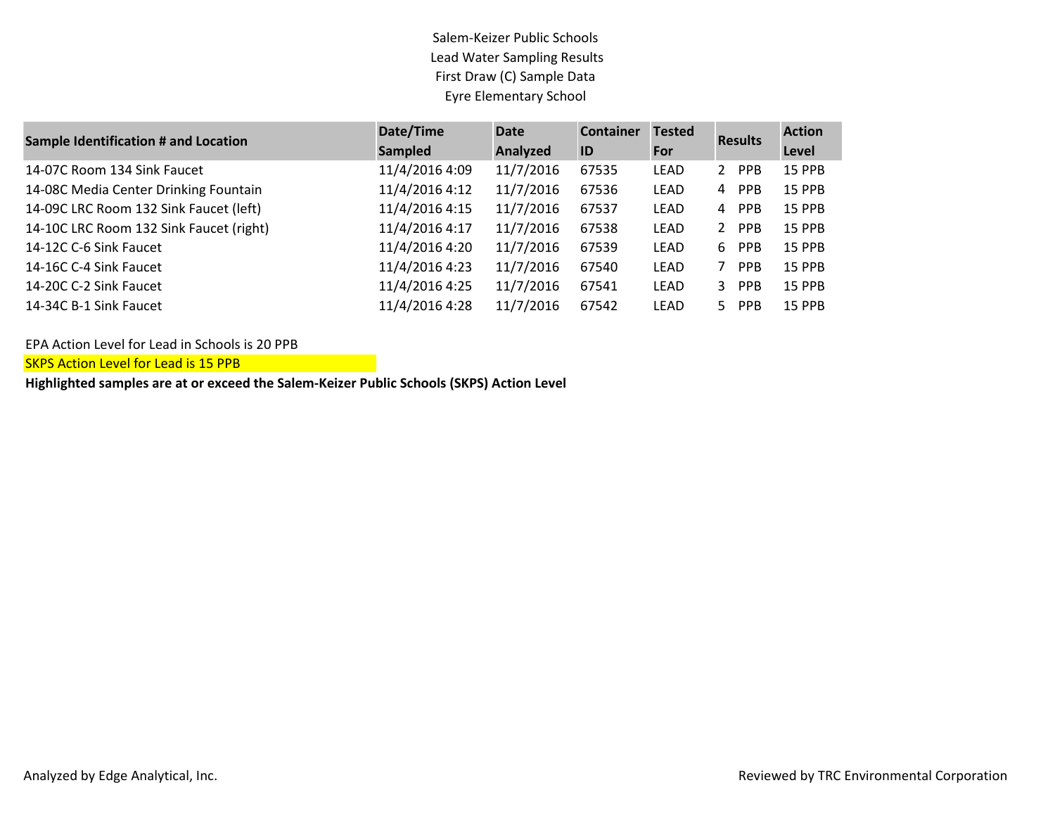Salem-Keizer Public Schools
Lead Water Sampling Results
First Draw (C) Sample Data
Eyre Elementary School

| Sample Identification # and Location | Date/Time Sampled | Date Analyzed | Container ID | Tested For | Results | Action Level |
|---|---|---|---|---|---|---|
| 14-07C Room 134 Sink Faucet | 11/4/2016 4:09 | 11/7/2016 | 67535 | LEAD | 2 PPB | 15 PPB |
| 14-08C Media Center Drinking Fountain | 11/4/2016 4:12 | 11/7/2016 | 67536 | LEAD | 4 PPB | 15 PPB |
| 14-09C LRC Room 132 Sink Faucet (left) | 11/4/2016 4:15 | 11/7/2016 | 67537 | LEAD | 4 PPB | 15 PPB |
| 14-10C LRC Room 132 Sink Faucet (right) | 11/4/2016 4:17 | 11/7/2016 | 67538 | LEAD | 2 PPB | 15 PPB |
| 14-12C C-6 Sink Faucet | 11/4/2016 4:20 | 11/7/2016 | 67539 | LEAD | 6 PPB | 15 PPB |
| 14-16C C-4 Sink Faucet | 11/4/2016 4:23 | 11/7/2016 | 67540 | LEAD | 7 PPB | 15 PPB |
| 14-20C C-2 Sink Faucet | 11/4/2016 4:25 | 11/7/2016 | 67541 | LEAD | 3 PPB | 15 PPB |
| 14-34C B-1 Sink Faucet | 11/4/2016 4:28 | 11/7/2016 | 67542 | LEAD | 5 PPB | 15 PPB |

EPA Action Level for Lead in Schools is 20 PPB

SKPS Action Level for Lead is 15 PPB

**Highlighted samples are at or exceed the Salem-Keizer Public Schools (SKPS) Action Level**

Analyzed by Edge Analytical, Inc.

Reviewed by TRC Environmental Corporation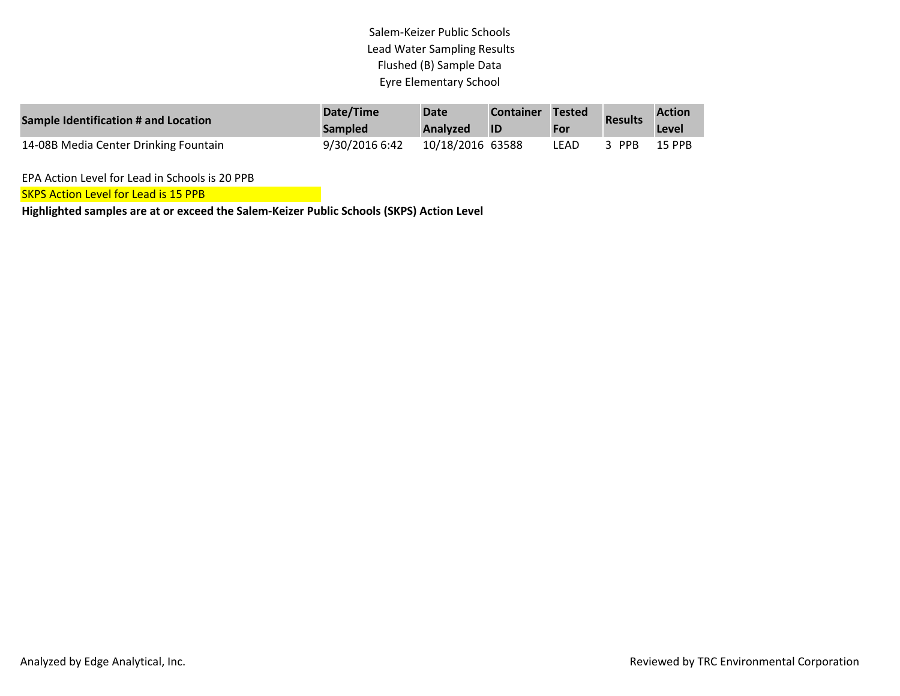Salem-Keizer Public Schools
Lead Water Sampling Results
Flushed (B) Sample Data
Eyre Elementary School

| Sample Identification # and Location | Date/Time Sampled | Date Analyzed | Container ID | Tested For | Results | Action Level |
|---|---|---|---|---|---|---|
| 14-08B Media Center Drinking Fountain | 9/30/2016 6:42 | 10/18/2016 | 63588 | LEAD | 3 PPB | 15 PPB |

EPA Action Level for Lead in Schools is 20 PPB

SKPS Action Level for Lead is 15 PPB

**Highlighted samples are at or exceed the Salem-Keizer Public Schools (SKPS) Action Level**

Analyzed by Edge Analytical, Inc.

Reviewed by TRC Environmental Corporation